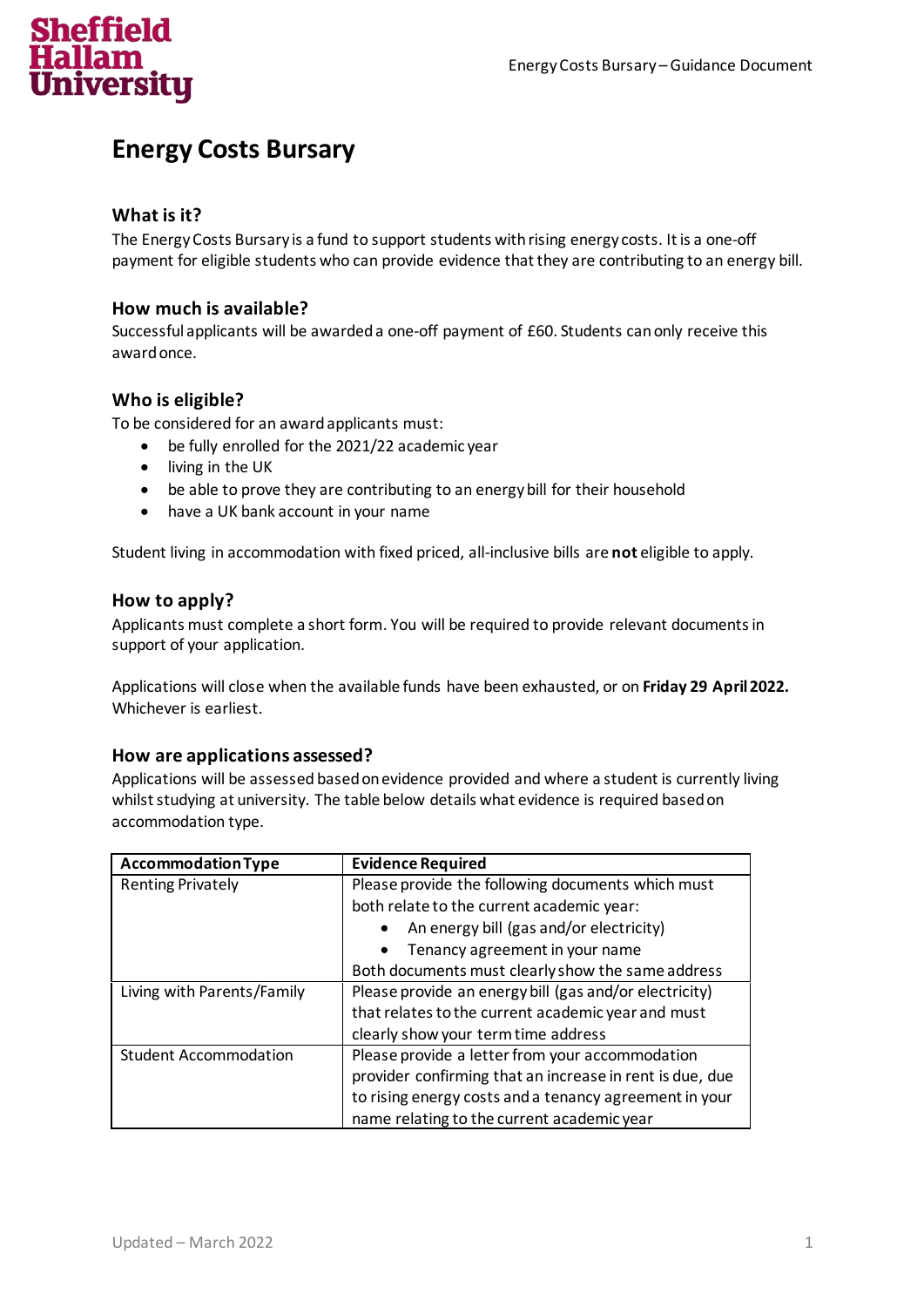# Energy Costs Bursary

## What is it?

The Energy Costs Bursary is a fund to support students with rising energy costs. It is a one-off payment for eligible students who can provide evidence that they are contributing to an energy bill.

## How much is available?

Successful applicants will be awarded a one-off payment of £60. Students can only receive this award once.

## Who is eligible?

To be considered for an award applicants must:

- be fully enrolled for the 2021/22 academic year
- living in the UK
- be able to prove they are contributing to an energy bill for their household
- have a UK bank account in your name

Student living in accommodation with fixed priced, all-inclusive bills are **not** eligible to apply.

## How to apply?

Applicants must complete a short form. You will be required to provide relevant documents in support of your application.

Applications will close when the available funds have been exhausted, or on **Friday 29 April 2022.** Whichever is earliest.

## How are applications assessed?

Applications will be assessed based on evidence provided and where a student is currently living whilst studying at university. The table below details what evidence is required based on accommodation type.

| Accommodation Type | Evidence Required |
|---|---|
| Renting Privately | Please provide the following documents which must both relate to the current academic year: <br> • An energy bill (gas and/or electricity) <br> • Tenancy agreement in your name <br> Both documents must clearly show the same address |
| Living with Parents/Family | Please provide an energy bill (gas and/or electricity) that relates to the current academic year and must clearly show your term time address |
| Student Accommodation | Please provide a letter from your accommodation provider confirming that an increase in rent is due, due to rising energy costs and a tenancy agreement in your name relating to the current academic year |

Updated – March 2022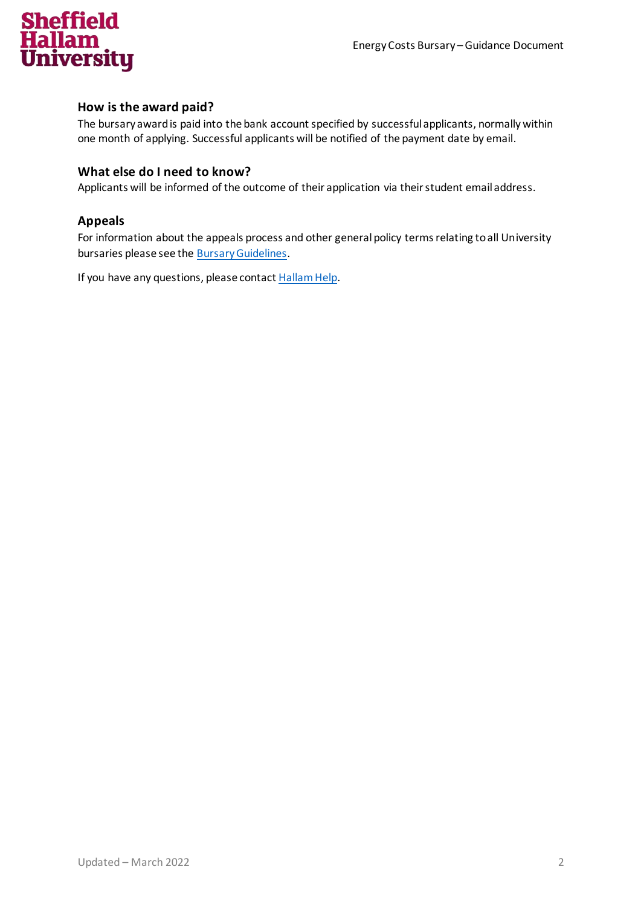### How is the award paid?

The bursary award is paid into the bank account specified by successful applicants, normally within one month of applying. Successful applicants will be notified of the payment date by email.

### What else do I need to know?

Applicants will be informed of the outcome of their application via their student email address.

### Appeals

For information about the appeals process and other general policy terms relating to all University bursaries please see the Bursary Guidelines.

If you have any questions, please contact Hallam Help.